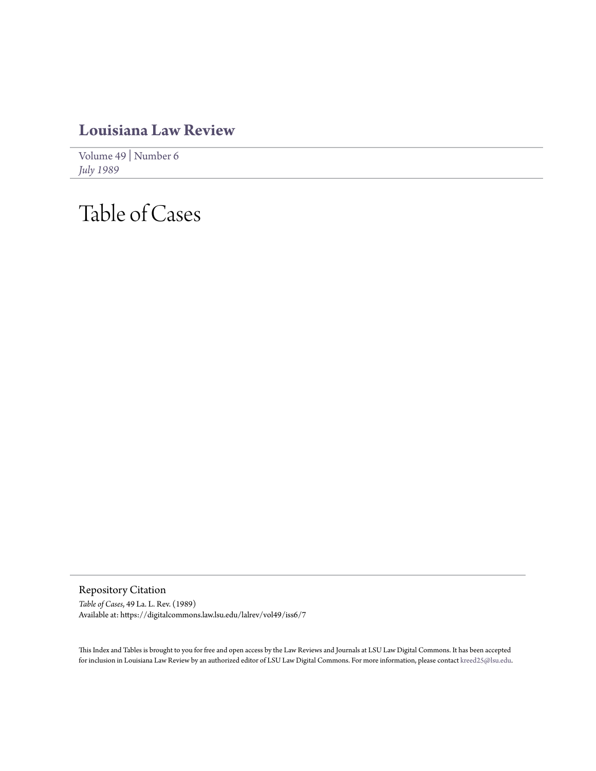# Louisiana Law Review

Volume 49 | Number 6
*July 1989*

# Table of Cases

## Repository Citation

*Table of Cases*, 49 La. L. Rev. (1989)
Available at: https://digitalcommons.law.lsu.edu/lalrev/vol49/iss6/7

This Index and Tables is brought to you for free and open access by the Law Reviews and Journals at LSU Law Digital Commons. It has been accepted for inclusion in Louisiana Law Review by an authorized editor of LSU Law Digital Commons. For more information, please contact kreed25@lsu.edu.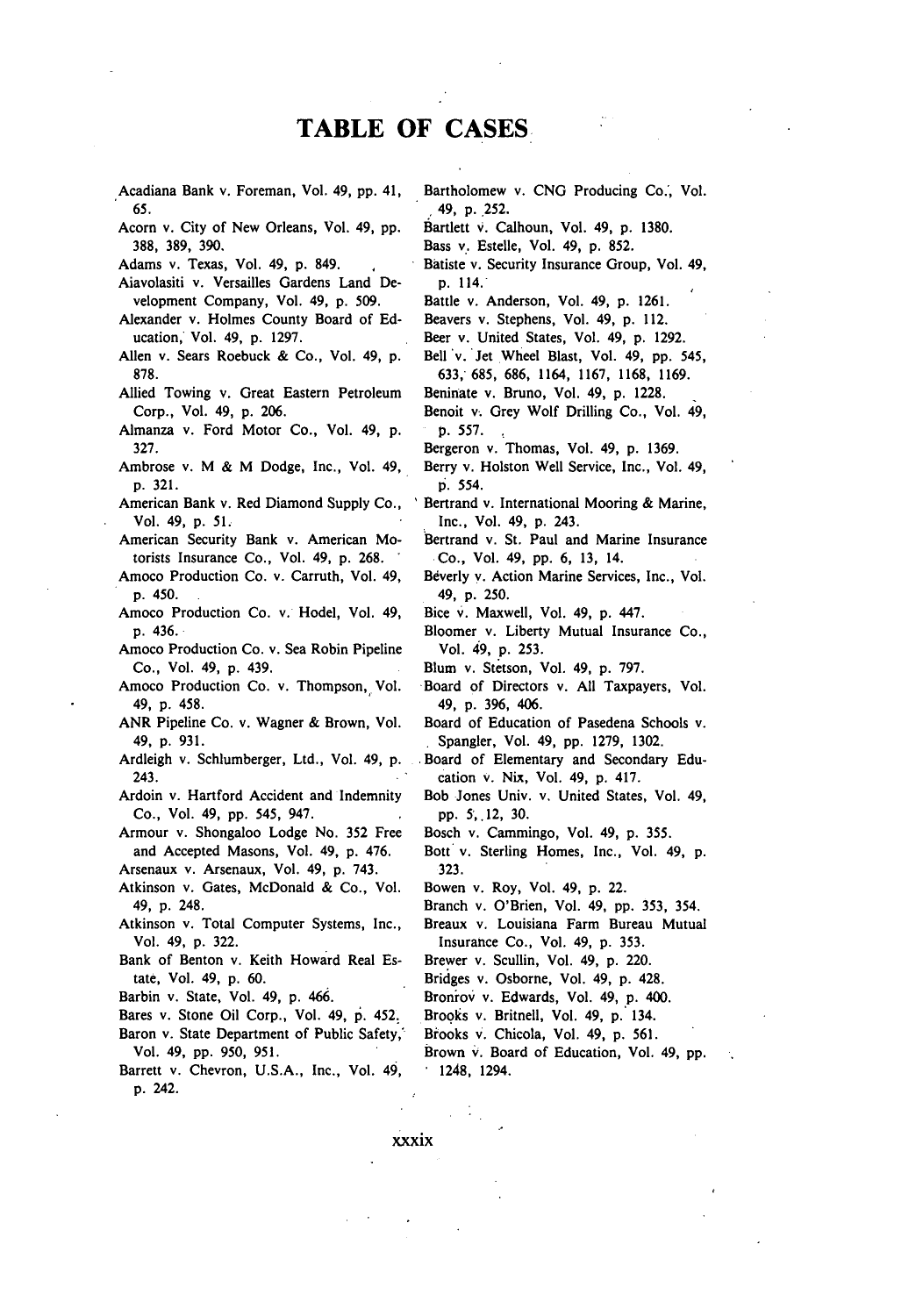# TABLE OF CASES

Acadiana Bank v. Foreman, Vol. 49, pp. 41, 65.

Acorn v. City of New Orleans, Vol. 49, pp. 388, 389, 390.

Adams v. Texas, Vol. 49, p. 849.

Aiavolasiti v. Versailles Gardens Land Development Company, Vol. 49, p. 509.

Alexander v. Holmes County Board of Education, Vol. 49, p. 1297.

Allen v. Sears Roebuck & Co., Vol. 49, p. 878.

Allied Towing v. Great Eastern Petroleum Corp., Vol. 49, p. 206.

Almanza v. Ford Motor Co., Vol. 49, p. 327.

Ambrose v. M & M Dodge, Inc., Vol. 49, p. 321.

American Bank v. Red Diamond Supply Co., Vol. 49, p. 51.

American Security Bank v. American Motorists Insurance Co., Vol. 49, p. 268.

Amoco Production Co. v. Carruth, Vol. 49, p. 450.

Amoco Production Co. v. Hodel, Vol. 49, p. 436.

Amoco Production Co. v. Sea Robin Pipeline Co., Vol. 49, p. 439.

Amoco Production Co. v. Thompson, Vol. 49, p. 458.

ANR Pipeline Co. v. Wagner & Brown, Vol. 49, p. 931.

Ardleigh v. Schlumberger, Ltd., Vol. 49, p. 243.

Ardoin v. Hartford Accident and Indemnity Co., Vol. 49, pp. 545, 947.

Armour v. Shongaloo Lodge No. 352 Free and Accepted Masons, Vol. 49, p. 476.

Arsenaux v. Arsenaux, Vol. 49, p. 743.

Atkinson v. Gates, McDonald & Co., Vol. 49, p. 248.

Atkinson v. Total Computer Systems, Inc., Vol. 49, p. 322.

Bank of Benton v. Keith Howard Real Estate, Vol. 49, p. 60.

Barbin v. State, Vol. 49, p. 466.

Bares v. Stone Oil Corp., Vol. 49, p. 452.

Baron v. State Department of Public Safety, Vol. 49, pp. 950, 951.

Barrett v. Chevron, U.S.A., Inc., Vol. 49, p. 242.

Bartholomew v. CNG Producing Co., Vol. 49, p. 252.

Bartlett v. Calhoun, Vol. 49, p. 1380.

Bass v. Estelle, Vol. 49, p. 852.

Batiste v. Security Insurance Group, Vol. 49, p. 114.

Battle v. Anderson, Vol. 49, p. 1261.

Beavers v. Stephens, Vol. 49, p. 112.

Beer v. United States, Vol. 49, p. 1292.

Bell v. Jet Wheel Blast, Vol. 49, pp. 545, 633, 685, 686, 1164, 1167, 1168, 1169.

Beninate v. Bruno, Vol. 49, p. 1228.

Benoit v. Grey Wolf Drilling Co., Vol. 49, p. 557.

Bergeron v. Thomas, Vol. 49, p. 1369.

Berry v. Holston Well Service, Inc., Vol. 49, p. 554.

Bertrand v. International Mooring & Marine, Inc., Vol. 49, p. 243.

Bertrand v. St. Paul and Marine Insurance Co., Vol. 49, pp. 6, 13, 14.

Beverly v. Action Marine Services, Inc., Vol. 49, p. 250.

Bice v. Maxwell, Vol. 49, p. 447.

Bloomer v. Liberty Mutual Insurance Co., Vol. 49, p. 253.

Blum v. Stetson, Vol. 49, p. 797.

Board of Directors v. All Taxpayers, Vol. 49, p. 396, 406.

Board of Education of Pasedena Schools v. Spangler, Vol. 49, pp. 1279, 1302.

Board of Elementary and Secondary Education v. Nix, Vol. 49, p. 417.

Bob Jones Univ. v. United States, Vol. 49, pp. 5, 12, 30.

Bosch v. Cammingo, Vol. 49, p. 355.

Bott v. Sterling Homes, Inc., Vol. 49, p. 323.

Bowen v. Roy, Vol. 49, p. 22.

Branch v. O'Brien, Vol. 49, pp. 353, 354.

Breaux v. Louisiana Farm Bureau Mutual Insurance Co., Vol. 49, p. 353.

Brewer v. Scullin, Vol. 49, p. 220.

Bridges v. Osborne, Vol. 49, p. 428.

Bronrov v. Edwards, Vol. 49, p. 400.

Brooks v. Britnell, Vol. 49, p. 134.

Brooks v. Chicola, Vol. 49, p. 561.

Brown v. Board of Education, Vol. 49, pp. 1248, 1294.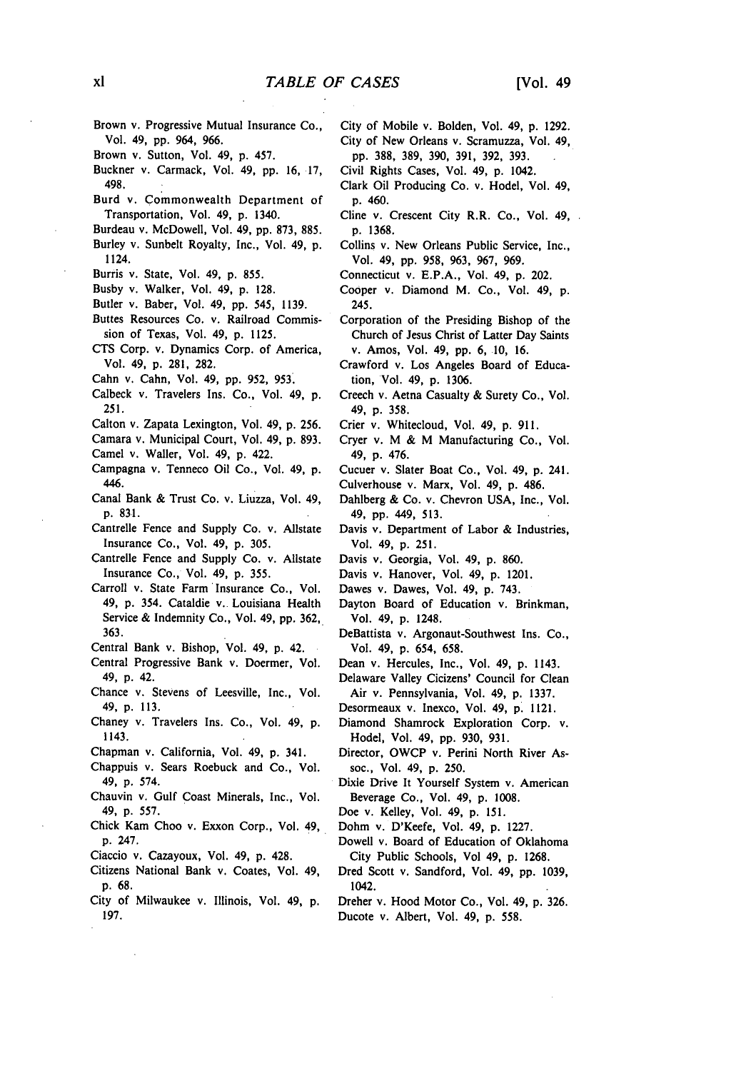Brown v. Progressive Mutual Insurance Co., Vol. 49, pp. 964, 966.

Brown v. Sutton, Vol. 49, p. 457.

Buckner v. Carmack, Vol. 49, pp. 16, 17, 498.

Burd v. Commonwealth Department of Transportation, Vol. 49, p. 1340.

Burdeau v. McDowell, Vol. 49, pp. 873, 885.

Burley v. Sunbelt Royalty, Inc., Vol. 49, p. 1124.

Burris v. State, Vol. 49, p. 855.

Busby v. Walker, Vol. 49, p. 128.

Butler v. Baber, Vol. 49, pp. 545, 1139.

Buttes Resources Co. v. Railroad Commission of Texas, Vol. 49, p. 1125.

CTS Corp. v. Dynamics Corp. of America, Vol. 49, p. 281, 282.

Cahn v. Cahn, Vol. 49, pp. 952, 953.

Calbeck v. Travelers Ins. Co., Vol. 49, p. 251.

Calton v. Zapata Lexington, Vol. 49, p. 256.

Camara v. Municipal Court, Vol. 49, p. 893.

Camel v. Waller, Vol. 49, p. 422.

Campagna v. Tenneco Oil Co., Vol. 49, p. 446.

Canal Bank & Trust Co. v. Liuzza, Vol. 49, p. 831.

Cantrelle Fence and Supply Co. v. Allstate Insurance Co., Vol. 49, p. 305.

Cantrelle Fence and Supply Co. v. Allstate Insurance Co., Vol. 49, p. 355.

Carroll v. State Farm Insurance Co., Vol. 49, p. 354. Cataldie v. Louisiana Health Service & Indemnity Co., Vol. 49, pp. 362, 363.

Central Bank v. Bishop, Vol. 49, p. 42.

Central Progressive Bank v. Doermer, Vol. 49, p. 42.

Chance v. Stevens of Leesville, Inc., Vol. 49, p. 113.

Chaney v. Travelers Ins. Co., Vol. 49, p. 1143.

Chapman v. California, Vol. 49, p. 341.

Chappuis v. Sears Roebuck and Co., Vol. 49, p. 574.

Chauvin v. Gulf Coast Minerals, Inc., Vol. 49, p. 557.

Chick Kam Choo v. Exxon Corp., Vol. 49, p. 247.

Ciaccio v. Cazayoux, Vol. 49, p. 428.

Citizens National Bank v. Coates, Vol. 49, p. 68.

City of Milwaukee v. Illinois, Vol. 49, p. 197.

City of Mobile v. Bolden, Vol. 49, p. 1292.

City of New Orleans v. Scramuzza, Vol. 49, pp. 388, 389, 390, 391, 392, 393.

Civil Rights Cases, Vol. 49, p. 1042.

Clark Oil Producing Co. v. Hodel, Vol. 49, p. 460.

Cline v. Crescent City R.R. Co., Vol. 49, p. 1368.

Collins v. New Orleans Public Service, Inc., Vol. 49, pp. 958, 963, 967, 969.

Connecticut v. E.P.A., Vol. 49, p. 202.

Cooper v. Diamond M. Co., Vol. 49, p. 245.

Corporation of the Presiding Bishop of the Church of Jesus Christ of Latter Day Saints v. Amos, Vol. 49, pp. 6, 10, 16.

Crawford v. Los Angeles Board of Education, Vol. 49, p. 1306.

Creech v. Aetna Casualty & Surety Co., Vol. 49, p. 358.

Crier v. Whitecloud, Vol. 49, p. 911.

Cryer v. M & M Manufacturing Co., Vol. 49, p. 476.

Cucuer v. Slater Boat Co., Vol. 49, p. 241.

Culverhouse v. Marx, Vol. 49, p. 486.

Dahlberg & Co. v. Chevron USA, Inc., Vol. 49, pp. 449, 513.

Davis v. Department of Labor & Industries, Vol. 49, p. 251.

Davis v. Georgia, Vol. 49, p. 860.

Davis v. Hanover, Vol. 49, p. 1201.

Dawes v. Dawes, Vol. 49, p. 743.

Dayton Board of Education v. Brinkman, Vol. 49, p. 1248.

DeBattista v. Argonaut-Southwest Ins. Co., Vol. 49, p. 654, 658.

Dean v. Hercules, Inc., Vol. 49, p. 1143.

Delaware Valley Cicizens' Council for Clean Air v. Pennsylvania, Vol. 49, p. 1337.

Desormeaux v. Inexco, Vol. 49, p. 1121.

Diamond Shamrock Exploration Corp. v. Hodel, Vol. 49, pp. 930, 931.

Director, OWCP v. Perini North River Assoc., Vol. 49, p. 250.

Dixie Drive It Yourself System v. American Beverage Co., Vol. 49, p. 1008.

Doe v. Kelley, Vol. 49, p. 151.

Dohm v. D'Keefe, Vol. 49, p. 1227.

Dowell v. Board of Education of Oklahoma City Public Schools, Vol 49, p. 1268.

Dred Scott v. Sandford, Vol. 49, pp. 1039, 1042.

Dreher v. Hood Motor Co., Vol. 49, p. 326.

Ducote v. Albert, Vol. 49, p. 558.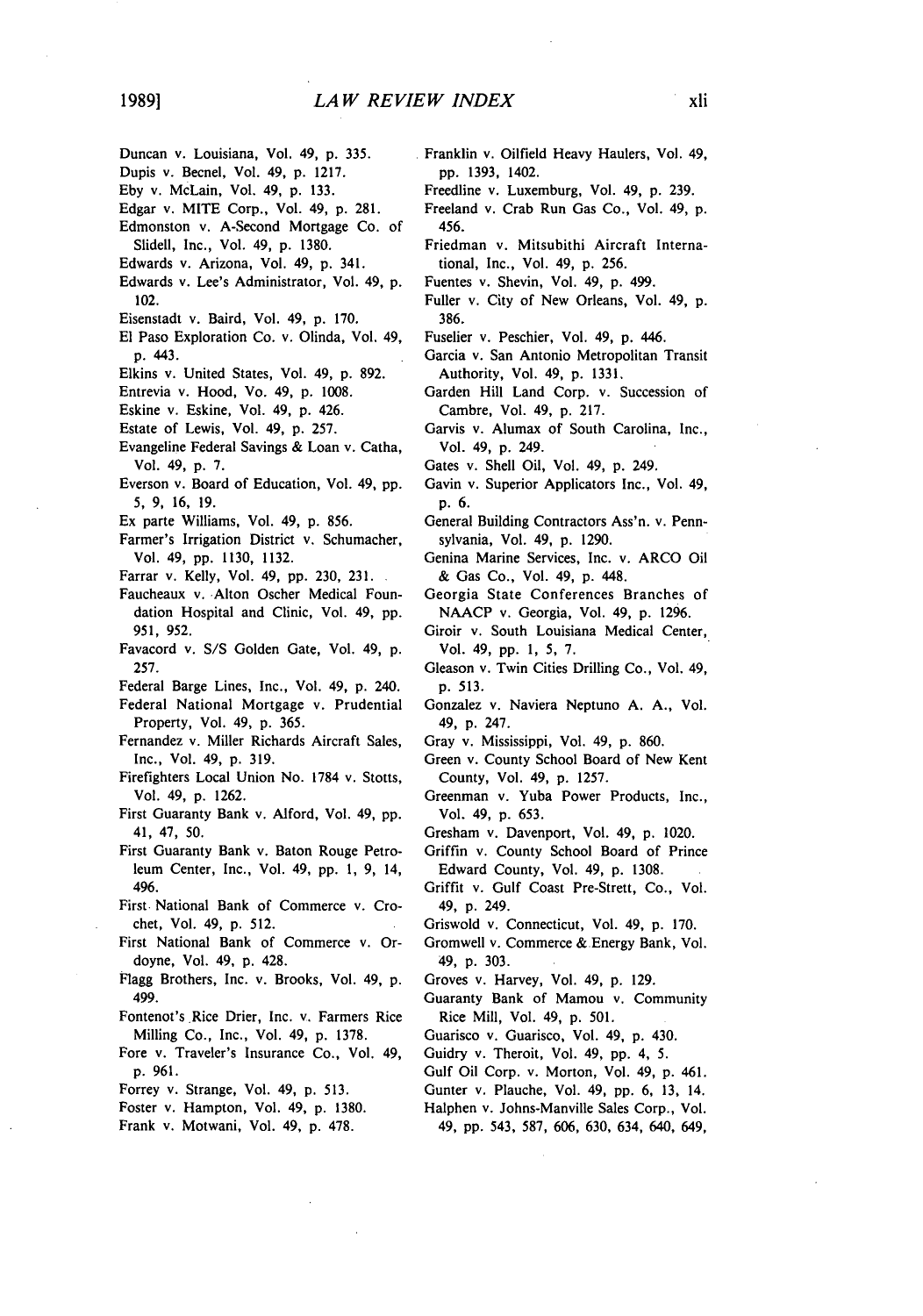Duncan v. Louisiana, Vol. 49, p. 335.

Dupis v. Becnel, Vol. 49, p. 1217.

Eby v. McLain, Vol. 49, p. 133.

Edgar v. MITE Corp., Vol. 49, p. 281.

Edmonston v. A-Second Mortgage Co. of Slidell, Inc., Vol. 49, p. 1380.

Edwards v. Arizona, Vol. 49, p. 341.

Edwards v. Lee's Administrator, Vol. 49, p. 102.

Eisenstadt v. Baird, Vol. 49, p. 170.

El Paso Exploration Co. v. Olinda, Vol. 49, p. 443.

Elkins v. United States, Vol. 49, p. 892.

Entrevia v. Hood, Vo. 49, p. 1008.

Eskine v. Eskine, Vol. 49, p. 426.

Estate of Lewis, Vol. 49, p. 257.

Evangeline Federal Savings & Loan v. Catha, Vol. 49, p. 7.

Everson v. Board of Education, Vol. 49, pp. 5, 9, 16, 19.

Ex parte Williams, Vol. 49, p. 856.

Farmer's Irrigation District v. Schumacher, Vol. 49, pp. 1130, 1132.

Farrar v. Kelly, Vol. 49, pp. 230, 231.

Faucheaux v. Alton Oscher Medical Foundation Hospital and Clinic, Vol. 49, pp. 951, 952.

Favacord v. S/S Golden Gate, Vol. 49, p. 257.

Federal Barge Lines, Inc., Vol. 49, p. 240.

Federal National Mortgage v. Prudential Property, Vol. 49, p. 365.

Fernandez v. Miller Richards Aircraft Sales, Inc., Vol. 49, p. 319.

Firefighters Local Union No. 1784 v. Stotts, Vol. 49, p. 1262.

First Guaranty Bank v. Alford, Vol. 49, pp. 41, 47, 50.

First Guaranty Bank v. Baton Rouge Petroleum Center, Inc., Vol. 49, pp. 1, 9, 14, 496.

First National Bank of Commerce v. Crochet, Vol. 49, p. 512.

First National Bank of Commerce v. Ordoyne, Vol. 49, p. 428.

Flagg Brothers, Inc. v. Brooks, Vol. 49, p. 499.

Fontenot's Rice Drier, Inc. v. Farmers Rice Milling Co., Inc., Vol. 49, p. 1378.

Fore v. Traveler's Insurance Co., Vol. 49, p. 961.

Forrey v. Strange, Vol. 49, p. 513.

Foster v. Hampton, Vol. 49, p. 1380.

Frank v. Motwani, Vol. 49, p. 478.

Franklin v. Oilfield Heavy Haulers, Vol. 49, pp. 1393, 1402.

Freedline v. Luxemburg, Vol. 49, p. 239.

Freeland v. Crab Run Gas Co., Vol. 49, p. 456.

Friedman v. Mitsubithi Aircraft International, Inc., Vol. 49, p. 256.

Fuentes v. Shevin, Vol. 49, p. 499.

Fuller v. City of New Orleans, Vol. 49, p. 386.

Fuselier v. Peschier, Vol. 49, p. 446.

Garcia v. San Antonio Metropolitan Transit Authority, Vol. 49, p. 1331.

Garden Hill Land Corp. v. Succession of Cambre, Vol. 49, p. 217.

Garvis v. Alumax of South Carolina, Inc., Vol. 49, p. 249.

Gates v. Shell Oil, Vol. 49, p. 249.

Gavin v. Superior Applicators Inc., Vol. 49, p. 6.

General Building Contractors Ass'n. v. Pennsylvania, Vol. 49, p. 1290.

Genina Marine Services, Inc. v. ARCO Oil & Gas Co., Vol. 49, p. 448.

Georgia State Conferences Branches of NAACP v. Georgia, Vol. 49, p. 1296.

Giroir v. South Louisiana Medical Center, Vol. 49, pp. 1, 5, 7.

Gleason v. Twin Cities Drilling Co., Vol. 49, p. 513.

Gonzalez v. Naviera Neptuno A. A., Vol. 49, p. 247.

Gray v. Mississippi, Vol. 49, p. 860.

Green v. County School Board of New Kent County, Vol. 49, p. 1257.

Greenman v. Yuba Power Products, Inc., Vol. 49, p. 653.

Gresham v. Davenport, Vol. 49, p. 1020.

Griffin v. County School Board of Prince Edward County, Vol. 49, p. 1308.

Griffit v. Gulf Coast Pre-Strett, Co., Vol. 49, p. 249.

Griswold v. Connecticut, Vol. 49, p. 170.

Gromwell v. Commerce & Energy Bank, Vol. 49, p. 303.

Groves v. Harvey, Vol. 49, p. 129.

Guaranty Bank of Mamou v. Community Rice Mill, Vol. 49, p. 501.

Guarisco v. Guarisco, Vol. 49, p. 430.

Guidry v. Theroit, Vol. 49, pp. 4, 5.

Gulf Oil Corp. v. Morton, Vol. 49, p. 461.

Gunter v. Plauche, Vol. 49, pp. 6, 13, 14.

Halphen v. Johns-Manville Sales Corp., Vol. 49, pp. 543, 587, 606, 630, 634, 640, 649,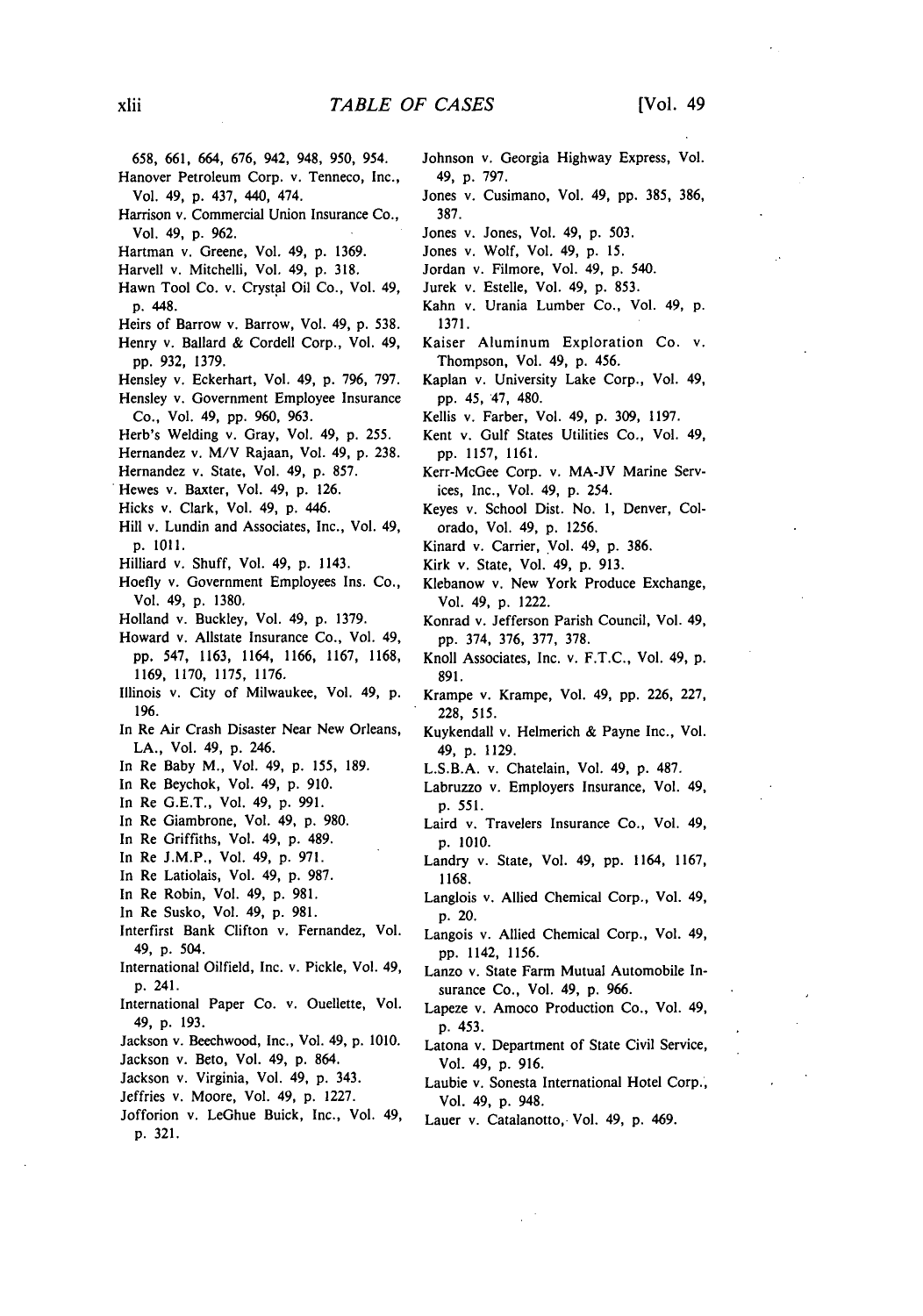658, 661, 664, 676, 942, 948, 950, 954.

Hanover Petroleum Corp. v. Tenneco, Inc., Vol. 49, p. 437, 440, 474.

Harrison v. Commercial Union Insurance Co., Vol. 49, p. 962.

Hartman v. Greene, Vol. 49, p. 1369.

Harvell v. Mitchelli, Vol. 49, p. 318.

Hawn Tool Co. v. Crystal Oil Co., Vol. 49, p. 448.

Heirs of Barrow v. Barrow, Vol. 49, p. 538.

Henry v. Ballard & Cordell Corp., Vol. 49, pp. 932, 1379.

Hensley v. Eckerhart, Vol. 49, p. 796, 797.

Hensley v. Government Employee Insurance Co., Vol. 49, pp. 960, 963.

Herb's Welding v. Gray, Vol. 49, p. 255.

Hernandez v. M/V Rajaan, Vol. 49, p. 238.

Hernandez v. State, Vol. 49, p. 857.

Hewes v. Baxter, Vol. 49, p. 126.

Hicks v. Clark, Vol. 49, p. 446.

Hill v. Lundin and Associates, Inc., Vol. 49, p. 1011.

Hilliard v. Shuff, Vol. 49, p. 1143.

Hoefly v. Government Employees Ins. Co., Vol. 49, p. 1380.

Holland v. Buckley, Vol. 49, p. 1379.

Howard v. Allstate Insurance Co., Vol. 49, pp. 547, 1163, 1164, 1166, 1167, 1168, 1169, 1170, 1175, 1176.

Illinois v. City of Milwaukee, Vol. 49, p. 196.

In Re Air Crash Disaster Near New Orleans, LA., Vol. 49, p. 246.

In Re Baby M., Vol. 49, p. 155, 189.

In Re Beychok, Vol. 49, p. 910.

In Re G.E.T., Vol. 49, p. 991.

In Re Giambrone, Vol. 49, p. 980.

In Re Griffiths, Vol. 49, p. 489.

In Re J.M.P., Vol. 49, p. 971.

In Re Latiolais, Vol. 49, p. 987.

In Re Robin, Vol. 49, p. 981.

In Re Susko, Vol. 49, p. 981.

Interfirst Bank Clifton v. Fernandez, Vol. 49, p. 504.

International Oilfield, Inc. v. Pickle, Vol. 49, p. 241.

International Paper Co. v. Ouellette, Vol. 49, p. 193.

Jackson v. Beechwood, Inc., Vol. 49, p. 1010.

Jackson v. Beto, Vol. 49, p. 864.

Jackson v. Virginia, Vol. 49, p. 343.

Jeffries v. Moore, Vol. 49, p. 1227.

Jofforion v. LeGhue Buick, Inc., Vol. 49, p. 321.

Johnson v. Georgia Highway Express, Vol. 49, p. 797.

Jones v. Cusimano, Vol. 49, pp. 385, 386, 387.

Jones v. Jones, Vol. 49, p. 503.

Jones v. Wolf, Vol. 49, p. 15.

Jordan v. Filmore, Vol. 49, p. 540.

Jurek v. Estelle, Vol. 49, p. 853.

Kahn v. Urania Lumber Co., Vol. 49, p. 1371.

Kaiser Aluminum Exploration Co. v. Thompson, Vol. 49, p. 456.

Kaplan v. University Lake Corp., Vol. 49, pp. 45, 47, 480.

Kellis v. Farber, Vol. 49, p. 309, 1197.

Kent v. Gulf States Utilities Co., Vol. 49, pp. 1157, 1161.

Kerr-McGee Corp. v. MA-JV Marine Services, Inc., Vol. 49, p. 254.

Keyes v. School Dist. No. 1, Denver, Colorado, Vol. 49, p. 1256.

Kinard v. Carrier, Vol. 49, p. 386.

Kirk v. State, Vol. 49, p. 913.

Klebanow v. New York Produce Exchange, Vol. 49, p. 1222.

Konrad v. Jefferson Parish Council, Vol. 49, pp. 374, 376, 377, 378.

Knoll Associates, Inc. v. F.T.C., Vol. 49, p. 891.

Krampe v. Krampe, Vol. 49, pp. 226, 227, 228, 515.

Kuykendall v. Helmerich & Payne Inc., Vol. 49, p. 1129.

L.S.B.A. v. Chatelain, Vol. 49, p. 487.

Labruzzo v. Employers Insurance, Vol. 49, p. 551.

Laird v. Travelers Insurance Co., Vol. 49, p. 1010.

Landry v. State, Vol. 49, pp. 1164, 1167, 1168.

Langlois v. Allied Chemical Corp., Vol. 49, p. 20.

Langois v. Allied Chemical Corp., Vol. 49, pp. 1142, 1156.

Lanzo v. State Farm Mutual Automobile Insurance Co., Vol. 49, p. 966.

Lapeze v. Amoco Production Co., Vol. 49, p. 453.

Latona v. Department of State Civil Service, Vol. 49, p. 916.

Laubie v. Sonesta International Hotel Corp., Vol. 49, p. 948.

Lauer v. Catalanotto, Vol. 49, p. 469.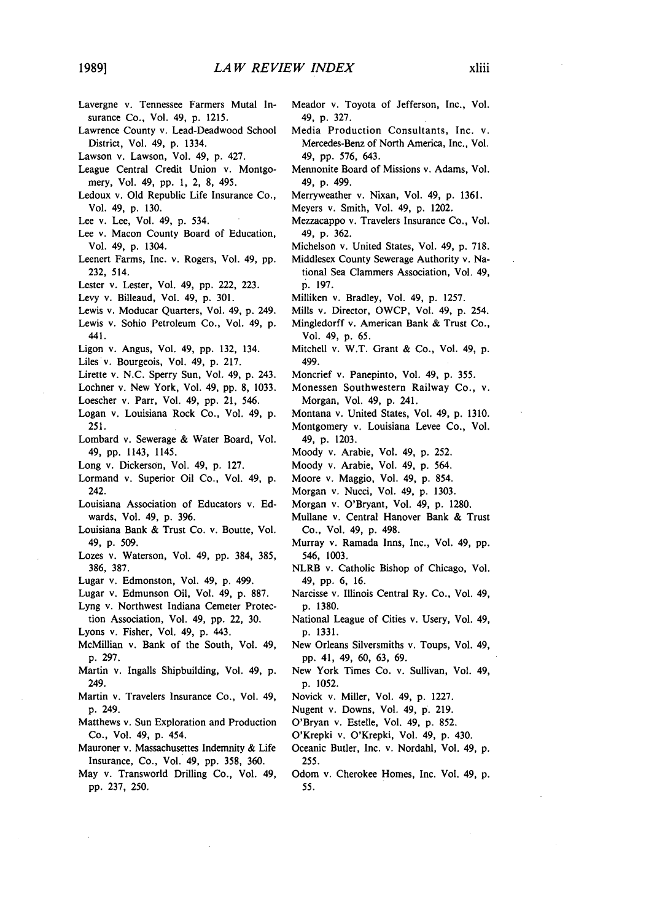Lavergne v. Tennessee Farmers Mutal Insurance Co., Vol. 49, p. 1215.

Lawrence County v. Lead-Deadwood School District, Vol. 49, p. 1334.

Lawson v. Lawson, Vol. 49, p. 427.

League Central Credit Union v. Montgomery, Vol. 49, pp. 1, 2, 8, 495.

Ledoux v. Old Republic Life Insurance Co., Vol. 49, p. 130.

Lee v. Lee, Vol. 49, p. 534.

Lee v. Macon County Board of Education, Vol. 49, p. 1304.

Leenert Farms, Inc. v. Rogers, Vol. 49, pp. 232, 514.

Lester v. Lester, Vol. 49, pp. 222, 223.

Levy v. Billeaud, Vol. 49, p. 301.

Lewis v. Moducar Quarters, Vol. 49, p. 249.

Lewis v. Sohio Petroleum Co., Vol. 49, p. 441.

Ligon v. Angus, Vol. 49, pp. 132, 134.

Liles v. Bourgeois, Vol. 49, p. 217.

Lirette v. N.C. Sperry Sun, Vol. 49, p. 243.

Lochner v. New York, Vol. 49, pp. 8, 1033.

Loescher v. Parr, Vol. 49, pp. 21, 546.

Logan v. Louisiana Rock Co., Vol. 49, p. 251.

Lombard v. Sewerage & Water Board, Vol. 49, pp. 1143, 1145.

Long v. Dickerson, Vol. 49, p. 127.

Lormand v. Superior Oil Co., Vol. 49, p. 242.

Louisiana Association of Educators v. Edwards, Vol. 49, p. 396.

Louisiana Bank & Trust Co. v. Boutte, Vol. 49, p. 509.

Lozes v. Waterson, Vol. 49, pp. 384, 385, 386, 387.

Lugar v. Edmonston, Vol. 49, p. 499.

Lugar v. Edmunson Oil, Vol. 49, p. 887.

Lyng v. Northwest Indiana Cemeter Protection Association, Vol. 49, pp. 22, 30.

Lyons v. Fisher, Vol. 49, p. 443.

McMillian v. Bank of the South, Vol. 49, p. 297.

Martin v. Ingalls Shipbuilding, Vol. 49, p. 249.

Martin v. Travelers Insurance Co., Vol. 49, p. 249.

Matthews v. Sun Exploration and Production Co., Vol. 49, p. 454.

Mauroner v. Massachusettes Indemnity & Life Insurance, Co., Vol. 49, pp. 358, 360.

May v. Transworld Drilling Co., Vol. 49, pp. 237, 250.

Meador v. Toyota of Jefferson, Inc., Vol. 49, p. 327.

Media Production Consultants, Inc. v. Mercedes-Benz of North America, Inc., Vol. 49, pp. 576, 643.

Mennonite Board of Missions v. Adams, Vol. 49, p. 499.

Merryweather v. Nixan, Vol. 49, p. 1361.

Meyers v. Smith, Vol. 49, p. 1202.

Mezzacappo v. Travelers Insurance Co., Vol. 49, p. 362.

Michelson v. United States, Vol. 49, p. 718.

Middlesex County Sewerage Authority v. National Sea Clammers Association, Vol. 49, p. 197.

Milliken v. Bradley, Vol. 49, p. 1257.

Mills v. Director, OWCP, Vol. 49, p. 254.

Mingledorff v. American Bank & Trust Co., Vol. 49, p. 65.

Mitchell v. W.T. Grant & Co., Vol. 49, p. 499.

Moncrief v. Panepinto, Vol. 49, p. 355.

Monessen Southwestern Railway Co., v. Morgan, Vol. 49, p. 241.

Montana v. United States, Vol. 49, p. 1310.

Montgomery v. Louisiana Levee Co., Vol. 49, p. 1203.

Moody v. Arabie, Vol. 49, p. 252.

Moody v. Arabie, Vol. 49, p. 564.

Moore v. Maggio, Vol. 49, p. 854.

Morgan v. Nucci, Vol. 49, p. 1303.

Morgan v. O'Bryant, Vol. 49, p. 1280.

Mullane v. Central Hanover Bank & Trust Co., Vol. 49, p. 498.

Murray v. Ramada Inns, Inc., Vol. 49, pp. 546, 1003.

NLRB v. Catholic Bishop of Chicago, Vol. 49, pp. 6, 16.

Narcisse v. Illinois Central Ry. Co., Vol. 49, p. 1380.

National League of Cities v. Usery, Vol. 49, p. 1331.

New Orleans Silversmiths v. Toups, Vol. 49, pp. 41, 49, 60, 63, 69.

New York Times Co. v. Sullivan, Vol. 49, p. 1052.

Novick v. Miller, Vol. 49, p. 1227.

Nugent v. Downs, Vol. 49, p. 219.

O'Bryan v. Estelle, Vol. 49, p. 852.

O'Krepki v. O'Krepki, Vol. 49, p. 430.

Oceanic Butler, Inc. v. Nordahl, Vol. 49, p. 255.

Odom v. Cherokee Homes, Inc. Vol. 49, p. 55.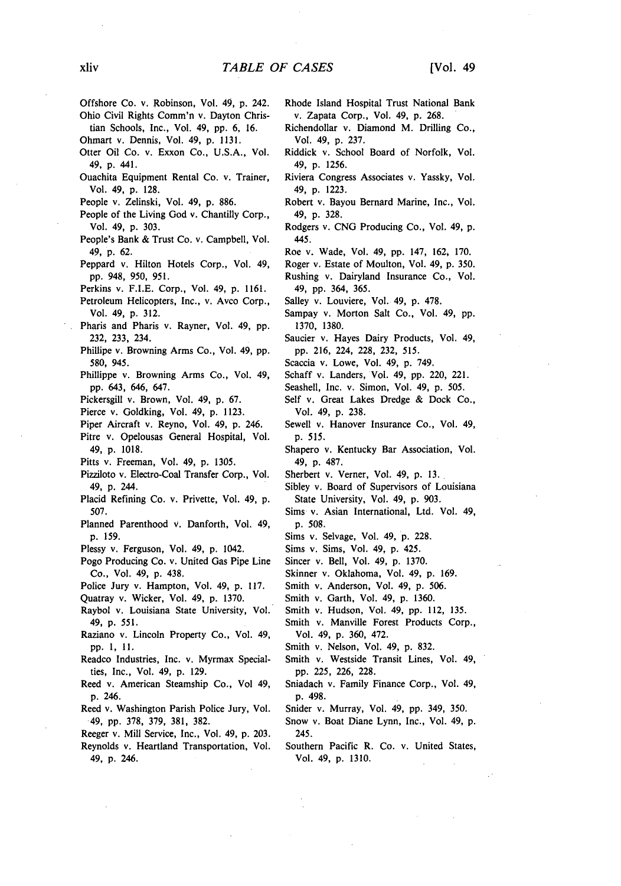Offshore Co. v. Robinson, Vol. 49, p. 242.
Ohio Civil Rights Comm'n v. Dayton Christian Schools, Inc., Vol. 49, pp. 6, 16.
Ohmart v. Dennis, Vol. 49, p. 1131.
Otter Oil Co. v. Exxon Co., U.S.A., Vol. 49, p. 441.
Ouachita Equipment Rental Co. v. Trainer, Vol. 49, p. 128.
People v. Zelinski, Vol. 49, p. 886.
People of the Living God v. Chantilly Corp., Vol. 49, p. 303.
People's Bank & Trust Co. v. Campbell, Vol. 49, p. 62.
Peppard v. Hilton Hotels Corp., Vol. 49, pp. 948, 950, 951.
Perkins v. F.I.E. Corp., Vol. 49, p. 1161.
Petroleum Helicopters, Inc., v. Avco Corp., Vol. 49, p. 312.
Pharis and Pharis v. Rayner, Vol. 49, pp. 232, 233, 234.
Phillipe v. Browning Arms Co., Vol. 49, pp. 580, 945.
Phillippe v. Browning Arms Co., Vol. 49, pp. 643, 646, 647.
Pickersgill v. Brown, Vol. 49, p. 67.
Pierce v. Goldking, Vol. 49, p. 1123.
Piper Aircraft v. Reyno, Vol. 49, p. 246.
Pitre v. Opelousas General Hospital, Vol. 49, p. 1018.
Pitts v. Freeman, Vol. 49, p. 1305.
Pizziloto v. Electro-Coal Transfer Corp., Vol. 49, p. 244.
Placid Refining Co. v. Privette, Vol. 49, p. 507.
Planned Parenthood v. Danforth, Vol. 49, p. 159.
Plessy v. Ferguson, Vol. 49, p. 1042.
Pogo Producing Co. v. United Gas Pipe Line Co., Vol. 49, p. 438.
Police Jury v. Hampton, Vol. 49, p. 117.
Quatray v. Wicker, Vol. 49, p. 1370.
Raybol v. Louisiana State University, Vol. 49, p. 551.
Raziano v. Lincoln Property Co., Vol. 49, pp. 1, 11.
Readco Industries, Inc. v. Myrmax Specialties, Inc., Vol. 49, p. 129.
Reed v. American Steamship Co., Vol 49, p. 246.
Reed v. Washington Parish Police Jury, Vol. 49, pp. 378, 379, 381, 382.
Reeger v. Mill Service, Inc., Vol. 49, p. 203.
Reynolds v. Heartland Transportation, Vol. 49, p. 246.
Rhode Island Hospital Trust National Bank v. Zapata Corp., Vol. 49, p. 268.
Richendollar v. Diamond M. Drilling Co., Vol. 49, p. 237.
Riddick v. School Board of Norfolk, Vol. 49, p. 1256.
Riviera Congress Associates v. Yassky, Vol. 49, p. 1223.
Robert v. Bayou Bernard Marine, Inc., Vol. 49, p. 328.
Rodgers v. CNG Producing Co., Vol. 49, p. 445.
Roe v. Wade, Vol. 49, pp. 147, 162, 170.
Roger v. Estate of Moulton, Vol. 49, p. 350.
Rushing v. Dairyland Insurance Co., Vol. 49, pp. 364, 365.
Salley v. Louviere, Vol. 49, p. 478.
Sampay v. Morton Salt Co., Vol. 49, pp. 1370, 1380.
Saucier v. Hayes Dairy Products, Vol. 49, pp. 216, 224, 228, 232, 515.
Scaccia v. Lowe, Vol. 49, p. 749.
Schaff v. Landers, Vol. 49, pp. 220, 221.
Seashell, Inc. v. Simon, Vol. 49, p. 505.
Self v. Great Lakes Dredge & Dock Co., Vol. 49, p. 238.
Sewell v. Hanover Insurance Co., Vol. 49, p. 515.
Shapero v. Kentucky Bar Association, Vol. 49, p. 487.
Sherbert v. Verner, Vol. 49, p. 13.
Sibley v. Board of Supervisors of Louisiana State University, Vol. 49, p. 903.
Sims v. Asian International, Ltd. Vol. 49, p. 508.
Sims v. Selvage, Vol. 49, p. 228.
Sims v. Sims, Vol. 49, p. 425.
Sincer v. Bell, Vol. 49, p. 1370.
Skinner v. Oklahoma, Vol. 49, p. 169.
Smith v. Anderson, Vol. 49, p. 506.
Smith v. Garth, Vol. 49, p. 1360.
Smith v. Hudson, Vol. 49, pp. 112, 135.
Smith v. Manville Forest Products Corp., Vol. 49, p. 360, 472.
Smith v. Nelson, Vol. 49, p. 832.
Smith v. Westside Transit Lines, Vol. 49, pp. 225, 226, 228.
Sniadach v. Family Finance Corp., Vol. 49, p. 498.
Snider v. Murray, Vol. 49, pp. 349, 350.
Snow v. Boat Diane Lynn, Inc., Vol. 49, p. 245.
Southern Pacific R. Co. v. United States, Vol. 49, p. 1310.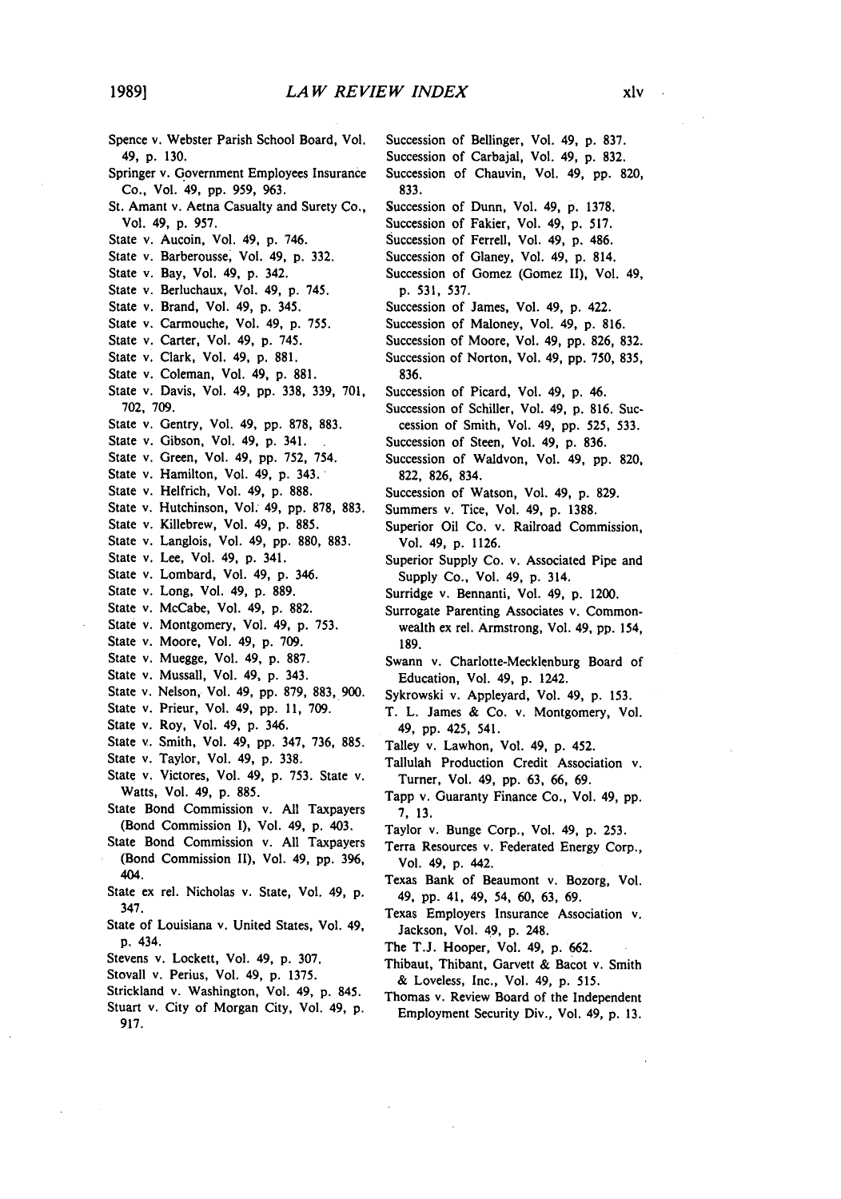Spence v. Webster Parish School Board, Vol. 49, p. 130.

Springer v. Government Employees Insurance Co., Vol. 49, pp. 959, 963.

St. Amant v. Aetna Casualty and Surety Co., Vol. 49, p. 957.

State v. Aucoin, Vol. 49, p. 746.

State v. Barberousse, Vol. 49, p. 332.

State v. Bay, Vol. 49, p. 342.

State v. Berluchaux, Vol. 49, p. 745.

State v. Brand, Vol. 49, p. 345.

State v. Carmouche, Vol. 49, p. 755.

State v. Carter, Vol. 49, p. 745.

State v. Clark, Vol. 49, p. 881.

State v. Coleman, Vol. 49, p. 881.

State v. Davis, Vol. 49, pp. 338, 339, 701, 702, 709.

State v. Gentry, Vol. 49, pp. 878, 883.

State v. Gibson, Vol. 49, p. 341.

State v. Green, Vol. 49, pp. 752, 754.

State v. Hamilton, Vol. 49, p. 343.

State v. Helfrich, Vol. 49, p. 888.

State v. Hutchinson, Vol. 49, pp. 878, 883.

State v. Killebrew, Vol. 49, p. 885.

State v. Langlois, Vol. 49, pp. 880, 883.

State v. Lee, Vol. 49, p. 341.

State v. Lombard, Vol. 49, p. 346.

State v. Long, Vol. 49, p. 889.

State v. McCabe, Vol. 49, p. 882.

State v. Montgomery, Vol. 49, p. 753.

State v. Moore, Vol. 49, p. 709.

State v. Muegge, Vol. 49, p. 887.

State v. Mussall, Vol. 49, p. 343.

State v. Nelson, Vol. 49, pp. 879, 883, 900.

State v. Prieur, Vol. 49, pp. 11, 709.

State v. Roy, Vol. 49, p. 346.

State v. Smith, Vol. 49, pp. 347, 736, 885.

State v. Taylor, Vol. 49, p. 338.

State v. Victores, Vol. 49, p. 753. State v. Watts, Vol. 49, p. 885.

State Bond Commission v. All Taxpayers (Bond Commission I), Vol. 49, p. 403.

State Bond Commission v. All Taxpayers (Bond Commission II), Vol. 49, pp. 396, 404.

State ex rel. Nicholas v. State, Vol. 49, p. 347.

State of Louisiana v. United States, Vol. 49, p. 434.

Stevens v. Lockett, Vol. 49, p. 307.

Stovall v. Perius, Vol. 49, p. 1375.

Strickland v. Washington, Vol. 49, p. 845.

Stuart v. City of Morgan City, Vol. 49, p. 917.

Succession of Bellinger, Vol. 49, p. 837.

Succession of Carbajal, Vol. 49, p. 832.

Succession of Chauvin, Vol. 49, pp. 820, 833.

Succession of Dunn, Vol. 49, p. 1378.

Succession of Fakier, Vol. 49, p. 517.

Succession of Ferrell, Vol. 49, p. 486.

Succession of Glaney, Vol. 49, p. 814.

Succession of Gomez (Gomez II), Vol. 49, p. 531, 537.

Succession of James, Vol. 49, p. 422.

Succession of Maloney, Vol. 49, p. 816.

Succession of Moore, Vol. 49, pp. 826, 832.

Succession of Norton, Vol. 49, pp. 750, 835, 836.

Succession of Picard, Vol. 49, p. 46.

Succession of Schiller, Vol. 49, p. 816. Succession of Smith, Vol. 49, pp. 525, 533.

Succession of Steen, Vol. 49, p. 836.

Succession of Waldvon, Vol. 49, pp. 820, 822, 826, 834.

Succession of Watson, Vol. 49, p. 829.

Summers v. Tice, Vol. 49, p. 1388.

Superior Oil Co. v. Railroad Commission, Vol. 49, p. 1126.

Superior Supply Co. v. Associated Pipe and Supply Co., Vol. 49, p. 314.

Surridge v. Bennanti, Vol. 49, p. 1200.

Surrogate Parenting Associates v. Commonwealth ex rel. Armstrong, Vol. 49, pp. 154, 189.

Swann v. Charlotte-Mecklenburg Board of Education, Vol. 49, p. 1242.

Sykrowski v. Appleyard, Vol. 49, p. 153.

T. L. James & Co. v. Montgomery, Vol. 49, pp. 425, 541.

Talley v. Lawhon, Vol. 49, p. 452.

Tallulah Production Credit Association v. Turner, Vol. 49, pp. 63, 66, 69.

Tapp v. Guaranty Finance Co., Vol. 49, pp. 7, 13.

Taylor v. Bunge Corp., Vol. 49, p. 253.

Terra Resources v. Federated Energy Corp., Vol. 49, p. 442.

Texas Bank of Beaumont v. Bozorg, Vol. 49, pp. 41, 49, 54, 60, 63, 69.

Texas Employers Insurance Association v. Jackson, Vol. 49, p. 248.

The T.J. Hooper, Vol. 49, p. 662.

Thibaut, Thibant, Garvett & Bacot v. Smith & Loveless, Inc., Vol. 49, p. 515.

Thomas v. Review Board of the Independent Employment Security Div., Vol. 49, p. 13.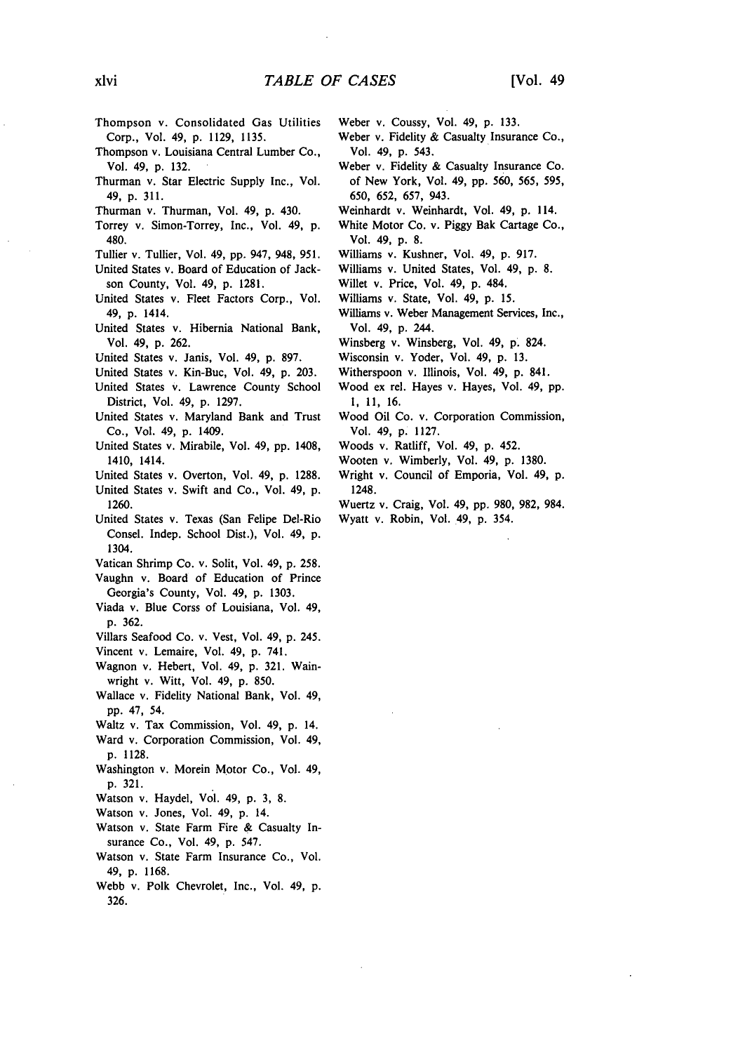Thompson v. Consolidated Gas Utilities Corp., Vol. 49, p. 1129, 1135.

Thompson v. Louisiana Central Lumber Co., Vol. 49, p. 132.

Thurman v. Star Electric Supply Inc., Vol. 49, p. 311.

Thurman v. Thurman, Vol. 49, p. 430.

Torrey v. Simon-Torrey, Inc., Vol. 49, p. 480.

Tullier v. Tullier, Vol. 49, pp. 947, 948, 951.

United States v. Board of Education of Jackson County, Vol. 49, p. 1281.

United States v. Fleet Factors Corp., Vol. 49, p. 1414.

United States v. Hibernia National Bank, Vol. 49, p. 262.

United States v. Janis, Vol. 49, p. 897.

United States v. Kin-Buc, Vol. 49, p. 203.

United States v. Lawrence County School District, Vol. 49, p. 1297.

United States v. Maryland Bank and Trust Co., Vol. 49, p. 1409.

United States v. Mirabile, Vol. 49, pp. 1408, 1410, 1414.

United States v. Overton, Vol. 49, p. 1288.

United States v. Swift and Co., Vol. 49, p. 1260.

United States v. Texas (San Felipe Del-Rio Consel. Indep. School Dist.), Vol. 49, p. 1304.

Vatican Shrimp Co. v. Solit, Vol. 49, p. 258.

Vaughn v. Board of Education of Prince Georgia's County, Vol. 49, p. 1303.

Viada v. Blue Corss of Louisiana, Vol. 49, p. 362.

Villars Seafood Co. v. Vest, Vol. 49, p. 245.

Vincent v. Lemaire, Vol. 49, p. 741.

Wagnon v. Hebert, Vol. 49, p. 321.

Wainwright v. Witt, Vol. 49, p. 850.

Wallace v. Fidelity National Bank, Vol. 49, pp. 47, 54.

Waltz v. Tax Commission, Vol. 49, p. 14.

Ward v. Corporation Commission, Vol. 49, p. 1128.

Washington v. Morein Motor Co., Vol. 49, p. 321.

Watson v. Haydel, Vol. 49, p. 3, 8.

Watson v. Jones, Vol. 49, p. 14.

Watson v. State Farm Fire & Casualty Insurance Co., Vol. 49, p. 547.

Watson v. State Farm Insurance Co., Vol. 49, p. 1168.

Webb v. Polk Chevrolet, Inc., Vol. 49, p. 326.

Weber v. Coussy, Vol. 49, p. 133.

Weber v. Fidelity & Casualty Insurance Co., Vol. 49, p. 543.

Weber v. Fidelity & Casualty Insurance Co. of New York, Vol. 49, pp. 560, 565, 595, 650, 652, 657, 943.

Weinhardt v. Weinhardt, Vol. 49, p. 114.

White Motor Co. v. Piggy Bak Cartage Co., Vol. 49, p. 8.

Williams v. Kushner, Vol. 49, p. 917.

Williams v. United States, Vol. 49, p. 8.

Willet v. Price, Vol. 49, p. 484.

Williams v. State, Vol. 49, p. 15.

Williams v. Weber Management Services, Inc., Vol. 49, p. 244.

Winsberg v. Winsberg, Vol. 49, p. 824.

Wisconsin v. Yoder, Vol. 49, p. 13.

Witherspoon v. Illinois, Vol. 49, p. 841.

Wood ex rel. Hayes v. Hayes, Vol. 49, pp. 1, 11, 16.

Wood Oil Co. v. Corporation Commission, Vol. 49, p. 1127.

Woods v. Ratliff, Vol. 49, p. 452.

Wooten v. Wimberly, Vol. 49, p. 1380.

Wright v. Council of Emporia, Vol. 49, p. 1248.

Wuertz v. Craig, Vol. 49, pp. 980, 982, 984.

Wyatt v. Robin, Vol. 49, p. 354.